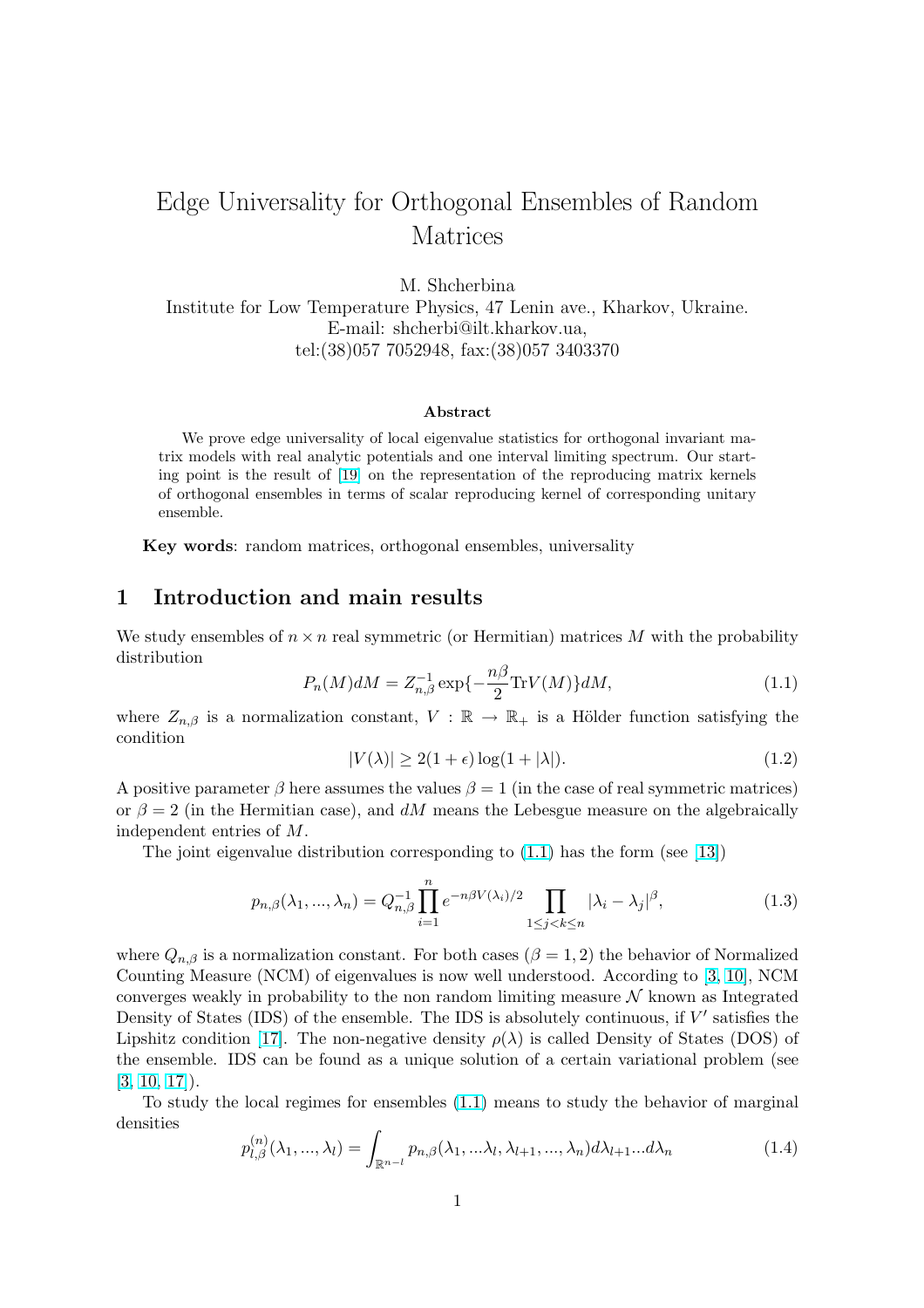# Edge Universality for Orthogonal Ensembles of Random Matrices

M. Shcherbina

Institute for Low Temperature Physics, 47 Lenin ave., Kharkov, Ukraine.
E-mail: shcherbi@ilt.kharkov.ua,
tel:(38)057 7052948, fax:(38)057 3403370

### Abstract

We prove edge universality of local eigenvalue statistics for orthogonal invariant matrix models with real analytic potentials and one interval limiting spectrum. Our starting point is the result of [19] on the representation of the reproducing matrix kernels of orthogonal ensembles in terms of scalar reproducing kernel of corresponding unitary ensemble.

**Key words**: random matrices, orthogonal ensembles, universality

## 1 Introduction and main results

We study ensembles of $n \times n$ real symmetric (or Hermitian) matrices $M$ with the probability distribution

$$P_n(M)dM = Z_{n,\beta}^{-1} \exp\{-\frac{n\beta}{2}\mathrm{Tr}V(M)\}dM, \tag{1.1}$$

where $Z_{n,\beta}$ is a normalization constant, $V : \mathbb{R} \to \mathbb{R}_+$ is a Hölder function satisfying the condition

$$|V(\lambda)| \geq 2(1+\epsilon)\log(1+|\lambda|). \tag{1.2}$$

A positive parameter $\beta$ here assumes the values $\beta = 1$ (in the case of real symmetric matrices) or $\beta = 2$ (in the Hermitian case), and $dM$ means the Lebesgue measure on the algebraically independent entries of $M$.

The joint eigenvalue distribution corresponding to (1.1) has the form (see [13])

$$p_{n,\beta}(\lambda_1, ..., \lambda_n) = Q_{n,\beta}^{-1} \prod_{i=1}^{n} e^{-n\beta V(\lambda_i)/2} \prod_{1 \leq j < k \leq n} |\lambda_i - \lambda_j|^{\beta}, \tag{1.3}$$

where $Q_{n,\beta}$ is a normalization constant. For both cases ($\beta = 1, 2$) the behavior of Normalized Counting Measure (NCM) of eigenvalues is now well understood. According to [3, 10], NCM converges weakly in probability to the non random limiting measure $\mathcal{N}$ known as Integrated Density of States (IDS) of the ensemble. The IDS is absolutely continuous, if $V'$ satisfies the Lipshitz condition [17]. The non-negative density $\rho(\lambda)$ is called Density of States (DOS) of the ensemble. IDS can be found as a unique solution of a certain variational problem (see [3, 10, 17]).

To study the local regimes for ensembles (1.1) means to study the behavior of marginal densities

$$p_{l,\beta}^{(n)}(\lambda_1, ..., \lambda_l) = \int_{\mathbb{R}^{n-l}} p_{n,\beta}(\lambda_1, ...\lambda_l, \lambda_{l+1}, ..., \lambda_n) d\lambda_{l+1}...d\lambda_n \tag{1.4}$$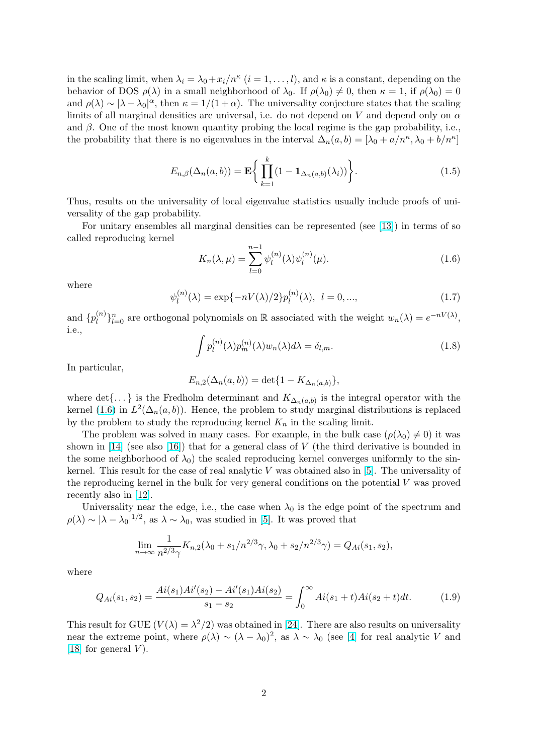in the scaling limit, when $\lambda_i = \lambda_0 + x_i/n^\kappa$ $(i = 1, \dots, l)$, and $\kappa$ is a constant, depending on the behavior of DOS $\rho(\lambda)$ in a small neighborhood of $\lambda_0$. If $\rho(\lambda_0) \neq 0$, then $\kappa = 1$, if $\rho(\lambda_0) = 0$ and $\rho(\lambda) \sim |\lambda - \lambda_0|^\alpha$, then $\kappa = 1/(1+\alpha)$. The universality conjecture states that the scaling limits of all marginal densities are universal, i.e. do not depend on $V$ and depend only on $\alpha$ and $\beta$. One of the most known quantity probing the local regime is the gap probability, i.e., the probability that there is no eigenvalues in the interval $\Delta_n(a,b) = [\lambda_0 + a/n^\kappa, \lambda_0 + b/n^\kappa]$

$$E_{n,\beta}(\Delta_n(a,b)) = \mathbf{E}\Big\{ \prod_{k=1}^{k} (1 - \mathbf{1}_{\Delta_n(a,b)}(\lambda_i)) \Big\}. \tag{1.5}$$

Thus, results on the universality of local eigenvalue statistics usually include proofs of universality of the gap probability.

For unitary ensembles all marginal densities can be represented (see [13]) in terms of so called reproducing kernel

$$K_n(\lambda, \mu) = \sum_{l=0}^{n-1} \psi_l^{(n)}(\lambda) \psi_l^{(n)}(\mu). \tag{1.6}$$

where

$$\psi_l^{(n)}(\lambda) = \exp\{-nV(\lambda)/2\} p_l^{(n)}(\lambda), \;\; l = 0, ..., \tag{1.7}$$

and $\{p_l^{(n)}\}_{l=0}^n$ are orthogonal polynomials on $\mathbb{R}$ associated with the weight $w_n(\lambda) = e^{-nV(\lambda)}$, i.e.,

$$\int p_l^{(n)}(\lambda) p_m^{(n)}(\lambda) w_n(\lambda) d\lambda = \delta_{l,m}. \tag{1.8}$$

In particular,

$$E_{n,2}(\Delta_n(a,b)) = \det\{1 - K_{\Delta_n(a,b)}\},$$

where $\det\{\dots\}$ is the Fredholm determinant and $K_{\Delta_n(a,b)}$ is the integral operator with the kernel (1.6) in $L^2(\Delta_n(a,b))$. Hence, the problem to study marginal distributions is replaced by the problem to study the reproducing kernel $K_n$ in the scaling limit.

The problem was solved in many cases. For example, in the bulk case ($\rho(\lambda_0) \neq 0$) it was shown in [14] (see also [16]) that for a general class of $V$ (the third derivative is bounded in the some neighborhood of $\lambda_0$) the scaled reproducing kernel converges uniformly to the sin-kernel. This result for the case of real analytic $V$ was obtained also in [5]. The universality of the reproducing kernel in the bulk for very general conditions on the potential $V$ was proved recently also in [12].

Universality near the edge, i.e., the case when $\lambda_0$ is the edge point of the spectrum and $\rho(\lambda) \sim |\lambda - \lambda_0|^{1/2}$, as $\lambda \sim \lambda_0$, was studied in [5]. It was proved that

$$\lim_{n\to\infty} \frac{1}{n^{2/3}\gamma} K_{n,2}(\lambda_0 + s_1/n^{2/3}\gamma, \lambda_0 + s_2/n^{2/3}\gamma) = Q_{Ai}(s_1, s_2),$$

where

$$Q_{Ai}(s_1, s_2) = \frac{Ai(s_1)Ai'(s_2) - Ai'(s_1)Ai(s_2)}{s_1 - s_2} = \int_0^\infty Ai(s_1 + t)Ai(s_2 + t) dt. \tag{1.9}$$

This result for GUE ($V(\lambda) = \lambda^2/2$) was obtained in [24]. There are also results on universality near the extreme point, where $\rho(\lambda) \sim (\lambda - \lambda_0)^2$, as $\lambda \sim \lambda_0$ (see [4] for real analytic $V$ and [18] for general $V$).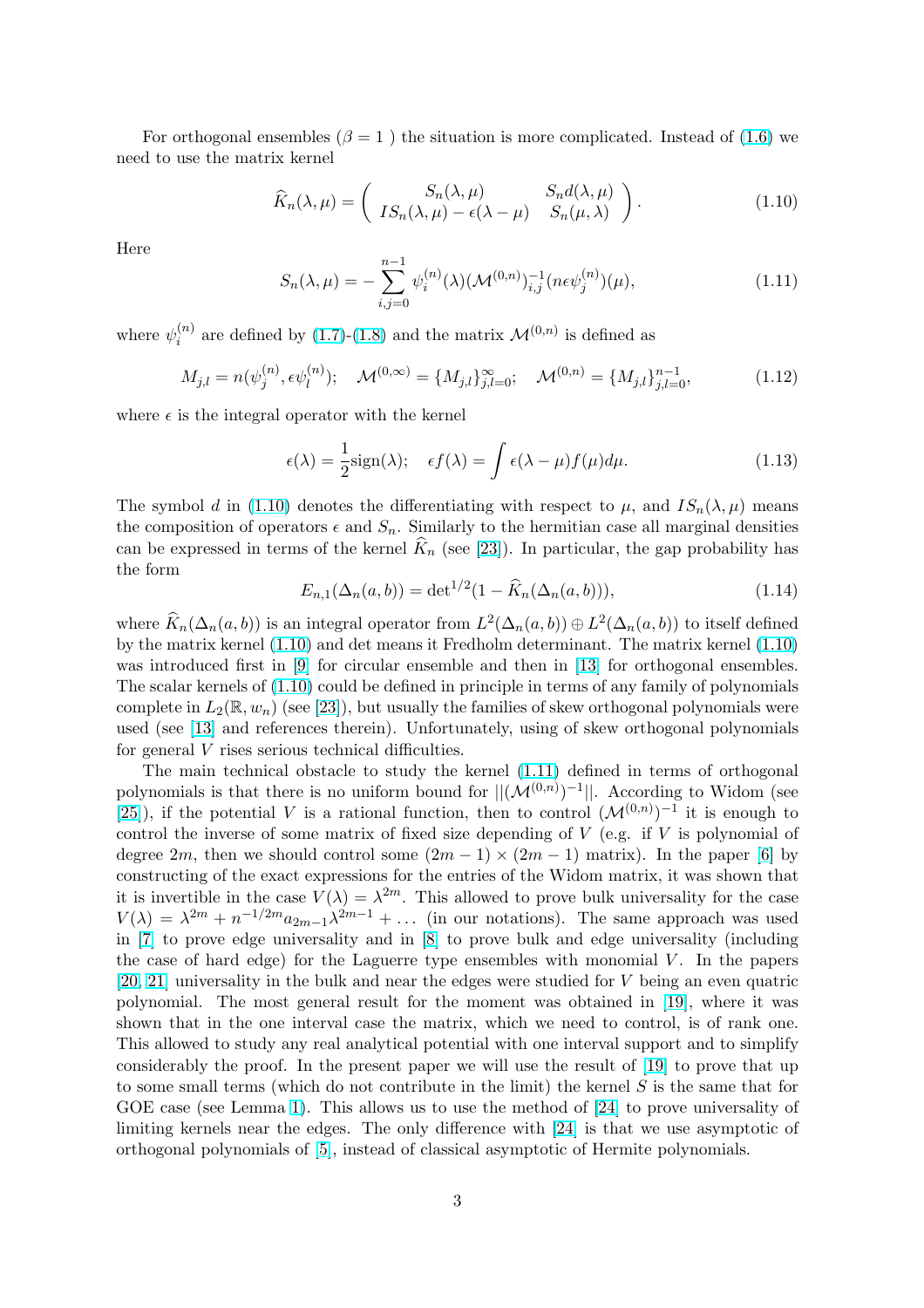For orthogonal ensembles ($\beta = 1$ ) the situation is more complicated. Instead of (1.6) we need to use the matrix kernel

$$
\widehat{K}_n(\lambda, \mu) = \left( \begin{array}{cc} S_n(\lambda, \mu) & S_n d(\lambda, \mu) \\ IS_n(\lambda, \mu) - \epsilon(\lambda - \mu) & S_n(\mu, \lambda) \end{array} \right). \tag{1.10}
$$

Here

$$
S_n(\lambda, \mu) = -\sum_{i,j=0}^{n-1} \psi_i^{(n)}(\lambda) (\mathcal{M}^{(0,n)})^{-1}_{i,j} (n\epsilon\psi_j^{(n)})(\mu), \tag{1.11}
$$

where $\psi_i^{(n)}$ are defined by (1.7)-(1.8) and the matrix $\mathcal{M}^{(0,n)}$ is defined as

$$
M_{j,l} = n(\psi_j^{(n)}, \epsilon\psi_l^{(n)}); \quad \mathcal{M}^{(0,\infty)} = \{M_{j,l}\}_{j,l=0}^{\infty}; \quad \mathcal{M}^{(0,n)} = \{M_{j,l}\}_{j,l=0}^{n-1}, \tag{1.12}
$$

where $\epsilon$ is the integral operator with the kernel

$$
\epsilon(\lambda) = \frac{1}{2}\mathrm{sign}(\lambda); \quad \epsilon f(\lambda) = \int \epsilon(\lambda - \mu) f(\mu) d\mu. \tag{1.13}
$$

The symbol $d$ in (1.10) denotes the differentiating with respect to $\mu$, and $IS_n(\lambda, \mu)$ means the composition of operators $\epsilon$ and $S_n$. Similarly to the hermitian case all marginal densities can be expressed in terms of the kernel $\widehat{K}_n$ (see [23]). In particular, the gap probability has the form

$$
E_{n,1}(\Delta_n(a, b)) = \det{}^{1/2}(1 - \widehat{K}_n(\Delta_n(a, b))), \tag{1.14}
$$

where $\widehat{K}_n(\Delta_n(a, b))$ is an integral operator from $L^2(\Delta_n(a, b)) \oplus L^2(\Delta_n(a, b))$ to itself defined by the matrix kernel (1.10) and det means it Fredholm determinant. The matrix kernel (1.10) was introduced first in [9] for circular ensemble and then in [13] for orthogonal ensembles. The scalar kernels of (1.10) could be defined in principle in terms of any family of polynomials complete in $L_2(\mathbb{R}, w_n)$ (see [23]), but usually the families of skew orthogonal polynomials were used (see [13] and references therein). Unfortunately, using of skew orthogonal polynomials for general $V$ rises serious technical difficulties.

The main technical obstacle to study the kernel (1.11) defined in terms of orthogonal polynomials is that there is no uniform bound for $||(\mathcal{M}^{(0,n)})^{-1}||$. According to Widom (see [25]), if the potential $V$ is a rational function, then to control $(\mathcal{M}^{(0,n)})^{-1}$ it is enough to control the inverse of some matrix of fixed size depending of $V$ (e.g. if $V$ is polynomial of degree $2m$, then we should control some $(2m-1) \times (2m-1)$ matrix). In the paper [6] by constructing of the exact expressions for the entries of the Widom matrix, it was shown that it is invertible in the case $V(\lambda) = \lambda^{2m}$. This allowed to prove bulk universality for the case $V(\lambda) = \lambda^{2m} + n^{-1/2m} a_{2m-1} \lambda^{2m-1} + \ldots$ (in our notations). The same approach was used in [7] to prove edge universality and in [8] to prove bulk and edge universality (including the case of hard edge) for the Laguerre type ensembles with monomial $V$. In the papers [20, 21] universality in the bulk and near the edges were studied for $V$ being an even quatric polynomial. The most general result for the moment was obtained in [19], where it was shown that in the one interval case the matrix, which we need to control, is of rank one. This allowed to study any real analytical potential with one interval support and to simplify considerably the proof. In the present paper we will use the result of [19] to prove that up to some small terms (which do not contribute in the limit) the kernel $S$ is the same that for GOE case (see Lemma 1). This allows us to use the method of [24] to prove universality of limiting kernels near the edges. The only difference with [24] is that we use asymptotic of orthogonal polynomials of [5], instead of classical asymptotic of Hermite polynomials.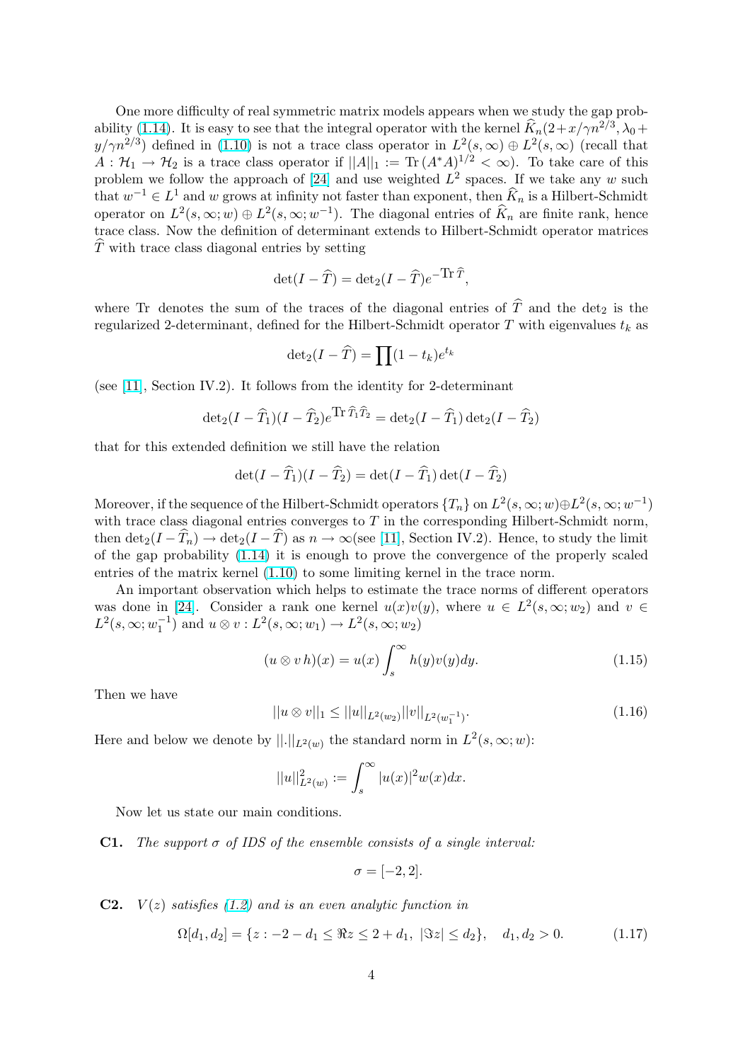One more difficulty of real symmetric matrix models appears when we study the gap probability (1.14). It is easy to see that the integral operator with the kernel $\widehat{K}_n(2+x/\gamma n^{2/3}, \lambda_0 + y/\gamma n^{2/3})$ defined in (1.10) is not a trace class operator in $L^2(s,\infty) \oplus L^2(s,\infty)$ (recall that $A : \mathcal{H}_1 \to \mathcal{H}_2$ is a trace class operator if $||A||_1 := \mathrm{Tr}\,(A^*A)^{1/2} < \infty$). To take care of this problem we follow the approach of [24] and use weighted $L^2$ spaces. If we take any $w$ such that $w^{-1} \in L^1$ and $w$ grows at infinity not faster than exponent, then $\widehat{K}_n$ is a Hilbert-Schmidt operator on $L^2(s,\infty;w) \oplus L^2(s,\infty;w^{-1})$. The diagonal entries of $\widehat{K}_n$ are finite rank, hence trace class. Now the definition of determinant extends to Hilbert-Schmidt operator matrices $\widehat{T}$ with trace class diagonal entries by setting

$$\det(I - \widehat{T}) = \det{}_2(I - \widehat{T})e^{-\mathrm{Tr}\,\widehat{T}},$$

where Tr denotes the sum of the traces of the diagonal entries of $\widehat{T}$ and the $\det_2$ is the regularized 2-determinant, defined for the Hilbert-Schmidt operator $T$ with eigenvalues $t_k$ as

$$\det{}_2(I - \widehat{T}) = \prod(1 - t_k)e^{t_k}$$

(see [11], Section IV.2). It follows from the identity for 2-determinant

$$\det{}_2(I - \widehat{T}_1)(I - \widehat{T}_2)e^{\mathrm{Tr}\,\widehat{T}_1\widehat{T}_2} = \det{}_2(I - \widehat{T}_1)\det{}_2(I - \widehat{T}_2)$$

that for this extended definition we still have the relation

$$\det(I - \widehat{T}_1)(I - \widehat{T}_2) = \det(I - \widehat{T}_1)\det(I - \widehat{T}_2)$$

Moreover, if the sequence of the Hilbert-Schmidt operators $\{T_n\}$ on $L^2(s,\infty;w) \oplus L^2(s,\infty;w^{-1})$ with trace class diagonal entries converges to $T$ in the corresponding Hilbert-Schmidt norm, then $\det_2(I - \widehat{T}_n) \to \det_2(I - \widehat{T})$ as $n \to \infty$(see [11], Section IV.2). Hence, to study the limit of the gap probability (1.14) it is enough to prove the convergence of the properly scaled entries of the matrix kernel (1.10) to some limiting kernel in the trace norm.

An important observation which helps to estimate the trace norms of different operators was done in [24]. Consider a rank one kernel $u(x)v(y)$, where $u \in L^2(s,\infty;w_2)$ and $v \in L^2(s,\infty;w_1^{-1})$ and $u \otimes v : L^2(s,\infty;w_1) \to L^2(s,\infty;w_2)$

$$(u \otimes v\, h)(x) = u(x)\int_s^\infty h(y)v(y)dy. \tag{1.15}$$

Then we have

$$||u \otimes v||_1 \le ||u||_{L^2(w_2)}||v||_{L^2(w_1^{-1})}. \tag{1.16}$$

Here and below we denote by $||.||_{L^2(w)}$ the standard norm in $L^2(s,\infty;w)$:

$$||u||^2_{L^2(w)} := \int_s^\infty |u(x)|^2 w(x)dx.$$

Now let us state our main conditions.

**C1.** *The support $\sigma$ of IDS of the ensemble consists of a single interval:*

$$\sigma = [-2, 2].$$

**C2.** *$V(z)$ satisfies (1.2) and is an even analytic function in*

$$\Omega[d_1, d_2] = \{z : -2 - d_1 \le \Re z \le 2 + d_1,\ |\Im z| \le d_2\}, \quad d_1, d_2 > 0. \tag{1.17}$$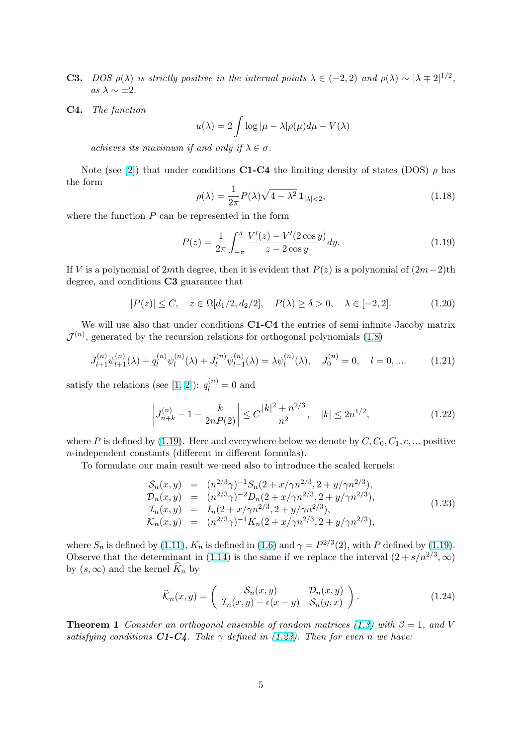**C3.** *DOS $\rho(\lambda)$ is strictly positive in the internal points $\lambda \in (-2, 2)$ and $\rho(\lambda) \sim |\lambda \mp 2|^{1/2}$, as $\lambda \sim \pm 2$.*

**C4.** *The function*

$$u(\lambda) = 2\int \log|\mu - \lambda|\rho(\mu)d\mu - V(\lambda)$$

*achieves its maximum if and only if $\lambda \in \sigma$.*

Note (see [2]) that under conditions **C1-C4** the limiting density of states (DOS) $\rho$ has the form

$$\rho(\lambda) = \frac{1}{2\pi}P(\lambda)\sqrt{4 - \lambda^2}\,\mathbf{1}_{|\lambda|<2}, \tag{1.18}$$

where the function $P$ can be represented in the form

$$P(z) = \frac{1}{2\pi}\int_{-\pi}^{\pi}\frac{V'(z) - V'(2\cos y)}{z - 2\cos y}dy. \tag{1.19}$$

If $V$ is a polynomial of $2m$th degree, then it is evident that $P(z)$ is a polynomial of $(2m-2)$th degree, and conditions **C3** guarantee that

$$|P(z)| \le C, \quad z \in \Omega[d_1/2, d_2/2], \quad P(\lambda) \ge \delta > 0, \quad \lambda \in [-2, 2]. \tag{1.20}$$

We will use also that under conditions **C1-C4** the entries of semi infinite Jacoby matrix $\mathcal{J}^{(n)}$, generated by the recursion relations for orthogonal polynomials (1.8)

$$J_{l+1}^{(n)}\psi_{l+1}^{(n)}(\lambda) + q_l^{(n)}\psi_l^{(n)}(\lambda) + J_l^{(n)}\psi_{l-1}^{(n)}(\lambda) = \lambda\psi_l^{(n)}(\lambda), \quad J_0^{(n)} = 0, \quad l = 0, .... \tag{1.21}$$

satisfy the relations (see [1, 2]): $q_l^{(n)} = 0$ and

$$\left|J_{n+k}^{(n)} - 1 - \frac{k}{2nP(2)}\right| \le C\frac{|k|^2 + n^{2/3}}{n^2}, \quad |k| \le 2n^{1/2}, \tag{1.22}$$

where $P$ is defined by (1.19). Here and everywhere below we denote by $C, C_0, C_1, c, ...$ positive $n$-independent constants (different in different formulas).

To formulate our main result we need also to introduce the scaled kernels:

$$\begin{array}{rcl}
\mathcal{S}_n(x,y) &=& (n^{2/3}\gamma)^{-1}S_n(2 + x/\gamma n^{2/3}, 2 + y/\gamma n^{2/3}),\\
\mathcal{D}_n(x,y) &=& (n^{2/3}\gamma)^{-2}D_n(2 + x/\gamma n^{2/3}, 2 + y/\gamma n^{2/3}),\\
\mathcal{I}_n(x,y) &=& I_n(2 + x/\gamma n^{2/3}, 2 + y/\gamma n^{2/3}),\\
\mathcal{K}_n(x,y) &=& (n^{2/3}\gamma)^{-1}K_n(2 + x/\gamma n^{2/3}, 2 + y/\gamma n^{2/3}),
\end{array} \tag{1.23}$$

where $S_n$ is defined by (1.11), $K_n$ is defined in (1.6) and $\gamma = P^{2/3}(2)$, with $P$ defined by (1.19). Observe that the determinant in (1.14) is the same if we replace the interval $(2 + s/n^{2/3}, \infty)$ by $(s, \infty)$ and the kernel $\widehat{K}_n$ by

$$\widehat{\mathcal{K}}_n(x,y) = \begin{pmatrix} \mathcal{S}_n(x,y) & \mathcal{D}_n(x,y) \\ \mathcal{I}_n(x,y) - \epsilon(x-y) & \mathcal{S}_n(y,x) \end{pmatrix}. \tag{1.24}$$

**Theorem 1** *Consider an orthogonal ensemble of random matrices (1.3) with $\beta = 1$, and $V$ satisfying conditions **C1-C4**. Take $\gamma$ defined in (1.23). Then for even $n$ we have:*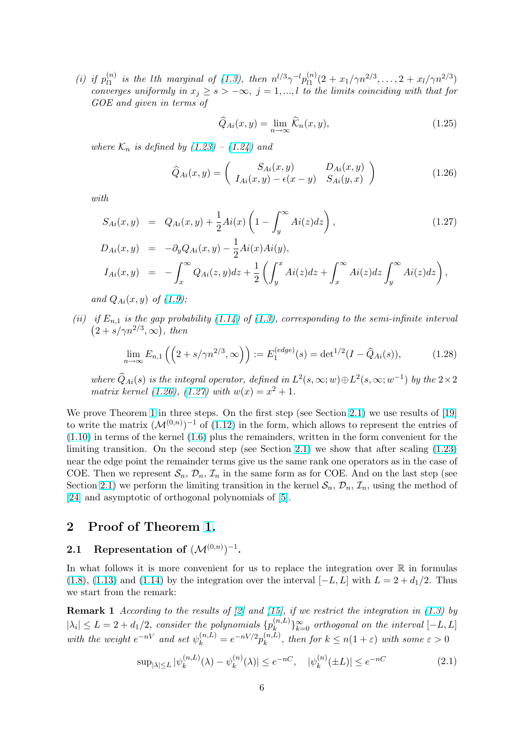(i) *if* $p_{l1}^{(n)}$ *is the* $l$*th marginal of (1.3), then* $n^{l/3}\gamma^{-l}p_{l1}^{(n)}(2+x_1/\gamma n^{2/3},\ldots,2+x_l/\gamma n^{2/3})$ *converges uniformly in* $x_j \ge s > -\infty$, $j=1,...,l$ *to the limits coinciding with that for GOE and given in terms of*

$$\widehat{Q}_{Ai}(x,y)=\lim_{n\to\infty}\widehat{\mathcal{K}}_n(x,y), \tag{1.25}$$

*where* $\mathcal{K}_n$ *is defined by (1.23) – (1.24) and*

$$\widehat{Q}_{Ai}(x,y)=\begin{pmatrix} S_{Ai}(x,y) & D_{Ai}(x,y) \\ I_{Ai}(x,y)-\epsilon(x-y) & S_{Ai}(y,x)\end{pmatrix} \tag{1.26}$$

*with*

$$\begin{aligned} S_{Ai}(x,y) &= Q_{Ai}(x,y)+\frac{1}{2}Ai(x)\left(1-\int_y^\infty Ai(z)dz\right), \qquad (1.27)\\ D_{Ai}(x,y) &= -\partial_y Q_{Ai}(x,y)-\frac{1}{2}Ai(x)Ai(y),\\ I_{Ai}(x,y) &= -\int_x^\infty Q_{Ai}(z,y)dz+\frac{1}{2}\left(\int_y^x Ai(z)dz+\int_x^\infty Ai(z)dz\int_y^\infty Ai(z)dz\right), \end{aligned}$$

*and* $Q_{Ai}(x,y)$ *of (1.9);*

(ii) *if* $E_{n,1}$ *is the gap probability (1.14) of (1.3), corresponding to the semi-infinite interval* $\left(2+s/\gamma n^{2/3},\infty\right)$, *then*

$$\lim_{n\to\infty}E_{n,1}\left(\left(2+s/\gamma n^{2/3},\infty\right)\right):=E_1^{(edge)}(s)=\det{}^{1/2}(I-\widehat{Q}_{Ai}(s)), \tag{1.28}$$

*where* $\widehat{Q}_{Ai}(s)$ *is the integral operator, defined in* $L^2(s,\infty;w)\oplus L^2(s,\infty;w^{-1})$ *by the* $2\times 2$ *matrix kernel (1.26), (1.27) with* $w(x)=x^2+1$.

We prove Theorem 1 in three steps. On the first step (see Section 2.1) we use results of [19] to write the matrix $(\mathcal{M}^{(0,n)})^{-1}$ of (1.12) in the form, which allows to represent the entries of (1.10) in terms of the kernel (1.6) plus the remainders, written in the form convenient for the limiting transition. On the second step (see Section 2.1) we show that after scaling (1.23) near the edge point the remainder terms give us the same rank one operators as in the case of COE. Then we represent $\mathcal{S}_n$, $\mathcal{D}_n$, $\mathcal{I}_n$ in the same form as for COE. And on the last step (see Section 2.1) we perform the limiting transition in the kernel $\mathcal{S}_n$, $\mathcal{D}_n$, $\mathcal{I}_n$, using the method of [24] and asymptotic of orthogonal polynomials of [5].

# 2 Proof of Theorem 1.

## 2.1 Representation of $(\mathcal{M}^{(0,n)})^{-1}$.

In what follows it is more convenient for us to replace the integration over $\mathbb{R}$ in formulas (1.8), (1.13) and (1.14) by the integration over the interval $[-L,L]$ with $L=2+d_1/2$. Thus we start from the remark:

**Remark 1** *According to the results of [2] and [15], if we restrict the integration in (1.3) by* $|\lambda_i|\le L=2+d_1/2$, *consider the polynomials* $\{p_k^{(n,L)}\}_{k=0}^\infty$ *orthogonal on the interval* $[-L,L]$ *with the weight* $e^{-nV}$ *and set* $\psi_k^{(n,L)}=e^{-nV/2}p_k^{(n,L)}$, *then for* $k\le n(1+\varepsilon)$ *with some* $\varepsilon>0$

$$\sup_{|\lambda|\le L}|\psi_k^{(n,L)}(\lambda)-\psi_k^{(n)}(\lambda)|\le e^{-nC},\quad |\psi_k^{(n)}(\pm L)|\le e^{-nC} \tag{2.1}$$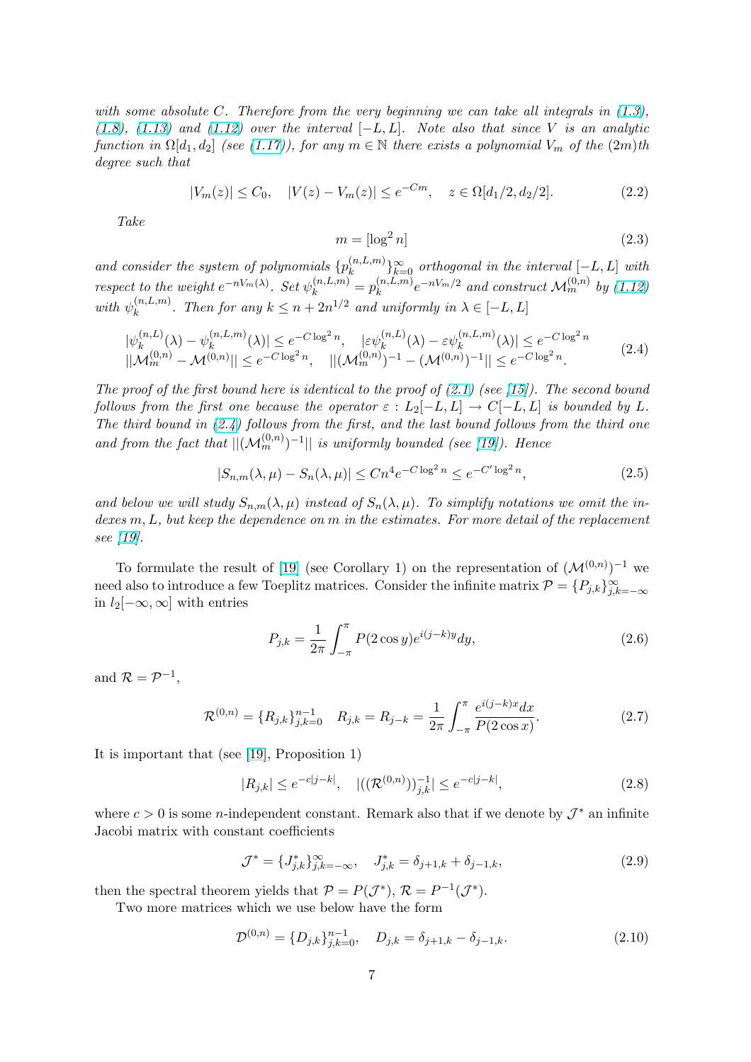*with some absolute $C$. Therefore from the very beginning we can take all integrals in (1.3), (1.8), (1.13) and (1.12) over the interval $[-L, L]$. Note also that since $V$ is an analytic function in $\Omega[d_1, d_2]$ (see (1.17)), for any $m \in \mathbb{N}$ there exists a polynomial $V_m$ of the $(2m)$th degree such that*

$$|V_m(z)| \le C_0, \quad |V(z) - V_m(z)| \le e^{-Cm}, \quad z \in \Omega[d_1/2, d_2/2]. \tag{2.2}$$

*Take*

$$m = [\log^2 n] \tag{2.3}$$

*and consider the system of polynomials $\{p_k^{(n,L,m)}\}_{k=0}^{\infty}$ orthogonal in the interval $[-L, L]$ with respect to the weight $e^{-nV_m(\lambda)}$. Set $\psi_k^{(n,L,m)} = p_k^{(n,L,m)} e^{-nV_m/2}$ and construct $\mathcal{M}_m^{(0,n)}$ by (1.12) with $\psi_k^{(n,L,m)}$. Then for any $k \le n + 2n^{1/2}$ and uniformly in $\lambda \in [-L, L]$*

$$\begin{array}{ll} |\psi_k^{(n,L)}(\lambda) - \psi_k^{(n,L,m)}(\lambda)| \le e^{-C\log^2 n}, & |\varepsilon\psi_k^{(n,L)}(\lambda) - \varepsilon\psi_k^{(n,L,m)}(\lambda)| \le e^{-C\log^2 n} \\ ||\mathcal{M}_m^{(0,n)} - \mathcal{M}^{(0,n)}|| \le e^{-C\log^2 n}, & ||(\mathcal{M}_m^{(0,n)})^{-1} - (\mathcal{M}^{(0,n)})^{-1}|| \le e^{-C\log^2 n}. \end{array} \tag{2.4}$$

*The proof of the first bound here is identical to the proof of (2.1) (see [15]). The second bound follows from the first one because the operator $\varepsilon : L_2[-L, L] \to C[-L, L]$ is bounded by $L$. The third bound in (2.4) follows from the first, and the last bound follows from the third one and from the fact that $||(\mathcal{M}_m^{(0,n)})^{-1}||$ is uniformly bounded (see [19]). Hence*

$$|S_{n,m}(\lambda, \mu) - S_n(\lambda, \mu)| \le Cn^4 e^{-C\log^2 n} \le e^{-C'\log^2 n}, \tag{2.5}$$

*and below we will study $S_{n,m}(\lambda, \mu)$ instead of $S_n(\lambda, \mu)$. To simplify notations we omit the indexes $m, L$, but keep the dependence on $m$ in the estimates. For more detail of the replacement see [19].*

To formulate the result of [19] (see Corollary 1) on the representation of $(\mathcal{M}^{(0,n)})^{-1}$ we need also to introduce a few Toeplitz matrices. Consider the infinite matrix $\mathcal{P} = \{P_{j,k}\}_{j,k=-\infty}^{\infty}$ in $l_2[-\infty, \infty]$ with entries

$$P_{j,k} = \frac{1}{2\pi} \int_{-\pi}^{\pi} P(2\cos y) e^{i(j-k)y} dy, \tag{2.6}$$

and $\mathcal{R} = \mathcal{P}^{-1}$,

$$\mathcal{R}^{(0,n)} = \{R_{j,k}\}_{j,k=0}^{n-1} \quad R_{j,k} = R_{j-k} = \frac{1}{2\pi} \int_{-\pi}^{\pi} \frac{e^{i(j-k)x} dx}{P(2\cos x)}. \tag{2.7}$$

It is important that (see [19], Proposition 1)

$$|R_{j,k}| \le e^{-c|j-k|}, \quad |((\mathcal{R}^{(0,n)}))^{-1}_{j,k}| \le e^{-c|j-k|}, \tag{2.8}$$

where $c > 0$ is some $n$-independent constant. Remark also that if we denote by $\mathcal{J}^*$ an infinite Jacobi matrix with constant coefficients

$$\mathcal{J}^* = \{J^*_{j,k}\}_{j,k=-\infty}^{\infty}, \quad J^*_{j,k} = \delta_{j+1,k} + \delta_{j-1,k}, \tag{2.9}$$

then the spectral theorem yields that $\mathcal{P} = P(\mathcal{J}^*)$, $\mathcal{R} = P^{-1}(\mathcal{J}^*)$.

Two more matrices which we use below have the form

$$\mathcal{D}^{(0,n)} = \{D_{j,k}\}_{j,k=0}^{n-1}, \quad D_{j,k} = \delta_{j+1,k} - \delta_{j-1,k}. \tag{2.10}$$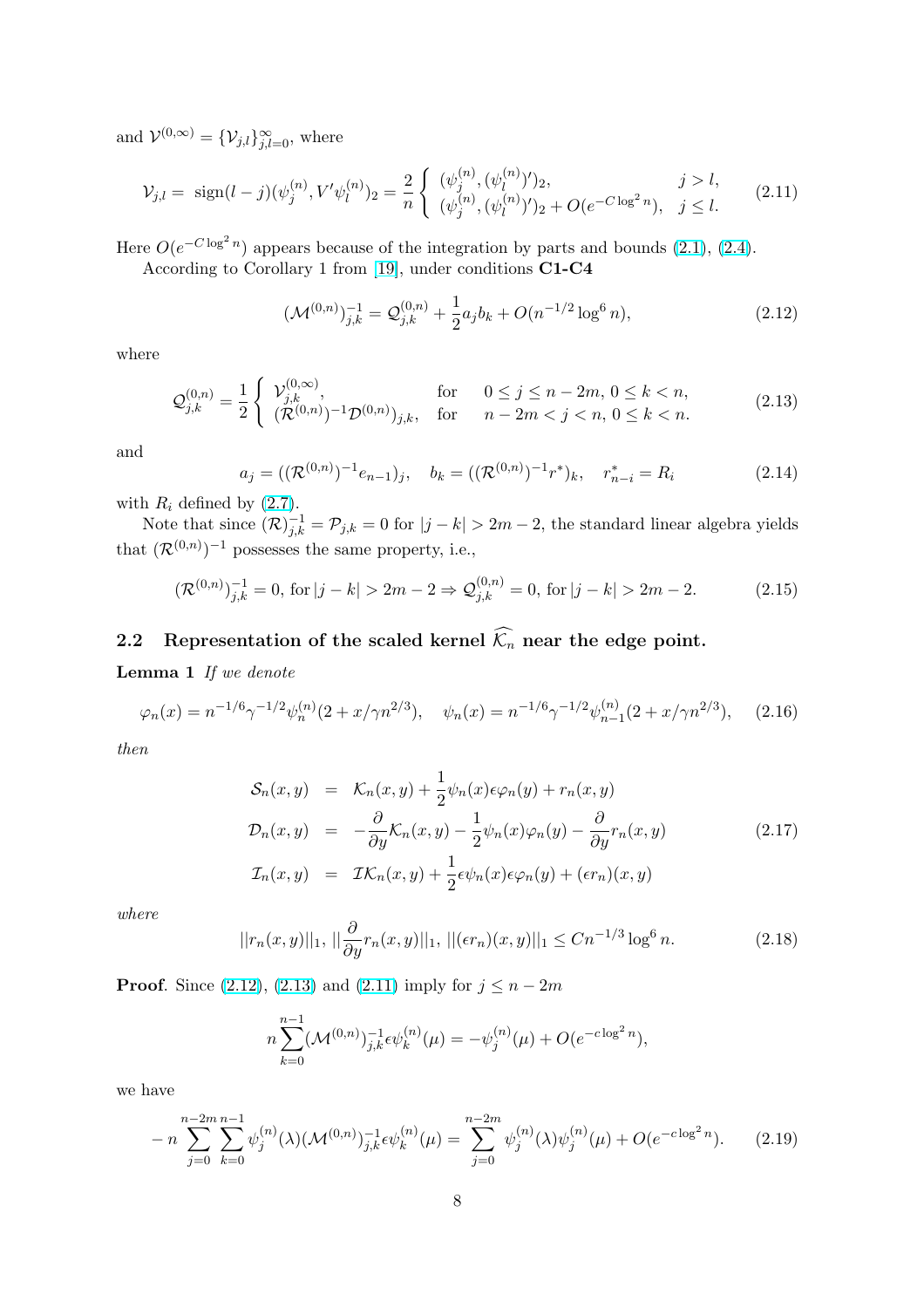and $\mathcal{V}^{(0,\infty)} = \{\mathcal{V}_{j,l}\}_{j,l=0}^{\infty}$, where

$$
\mathcal{V}_{j,l} = \text{ sign}(l-j)(\psi_j^{(n)}, V'\psi_l^{(n)})_2 = \frac{2}{n}\begin{cases} (\psi_j^{(n)}, (\psi_l^{(n)})')_2, & j > l, \\ (\psi_j^{(n)}, (\psi_l^{(n)})')_2 + O(e^{-C\log^2 n}), & j \leq l. \end{cases} \tag{2.11}
$$

Here $O(e^{-C\log^2 n})$ appears because of the integration by parts and bounds (2.1), (2.4).

According to Corollary 1 from [19], under conditions **C1-C4**

$$
(\mathcal{M}^{(0,n)})^{-1}_{j,k} = \mathcal{Q}^{(0,n)}_{j,k} + \frac{1}{2}a_j b_k + O(n^{-1/2}\log^6 n), \tag{2.12}
$$

where

$$
\mathcal{Q}^{(0,n)}_{j,k} = \frac{1}{2}\begin{cases} \mathcal{V}^{(0,\infty)}_{j,k}, & \text{for} \quad 0 \leq j \leq n-2m,\ 0 \leq k < n, \\ (\mathcal{R}^{(0,n)})^{-1}\mathcal{D}^{(0,n)})_{j,k}, & \text{for} \quad n-2m < j < n,\ 0 \leq k < n. \end{cases} \tag{2.13}
$$

and

$$
a_j = ((\mathcal{R}^{(0,n)})^{-1}e_{n-1})_j, \quad b_k = ((\mathcal{R}^{(0,n)})^{-1}r^*)_k, \quad r^*_{n-i} = R_i \tag{2.14}
$$

with $R_i$ defined by (2.7).

Note that since $(\mathcal{R})^{-1}_{j,k} = \mathcal{P}_{j,k} = 0$ for $|j-k| > 2m-2$, the standard linear algebra yields that $(\mathcal{R}^{(0,n)})^{-1}$ possesses the same property, i.e.,

$$
(\mathcal{R}^{(0,n)})^{-1}_{j,k} = 0, \text{ for } |j-k| > 2m-2 \Rightarrow \mathcal{Q}^{(0,n)}_{j,k} = 0, \text{ for } |j-k| > 2m-2. \tag{2.15}
$$

## 2.2 Representation of the scaled kernel $\widehat{\mathcal{K}_n}$ near the edge point.

**Lemma 1** *If we denote*

$$
\varphi_n(x) = n^{-1/6}\gamma^{-1/2}\psi_n^{(n)}(2 + x/\gamma n^{2/3}), \quad \psi_n(x) = n^{-1/6}\gamma^{-1/2}\psi_{n-1}^{(n)}(2 + x/\gamma n^{2/3}), \tag{2.16}
$$

*then*

$$
\begin{aligned}
\mathcal{S}_n(x,y) &= \mathcal{K}_n(x,y) + \frac{1}{2}\psi_n(x)\epsilon\varphi_n(y) + r_n(x,y) \\
\mathcal{D}_n(x,y) &= -\frac{\partial}{\partial y}\mathcal{K}_n(x,y) - \frac{1}{2}\psi_n(x)\varphi_n(y) - \frac{\partial}{\partial y}r_n(x,y) \\
\mathcal{I}_n(x,y) &= \mathcal{I}\mathcal{K}_n(x,y) + \frac{1}{2}\epsilon\psi_n(x)\epsilon\varphi_n(y) + (\epsilon r_n)(x,y)
\end{aligned} \tag{2.17}
$$

*where*

$$
||r_n(x,y)||_1,\ ||\frac{\partial}{\partial y}r_n(x,y)||_1,\ ||(\epsilon r_n)(x,y)||_1 \leq Cn^{-1/3}\log^6 n. \tag{2.18}
$$

**Proof**. Since (2.12), (2.13) and (2.11) imply for $j \leq n-2m$

$$
n\sum_{k=0}^{n-1}(\mathcal{M}^{(0,n)})^{-1}_{j,k}\epsilon\psi_k^{(n)}(\mu) = -\psi_j^{(n)}(\mu) + O(e^{-c\log^2 n}),
$$

we have

$$
-n\sum_{j=0}^{n-2m}\sum_{k=0}^{n-1}\psi_j^{(n)}(\lambda)(\mathcal{M}^{(0,n)})^{-1}_{j,k}\epsilon\psi_k^{(n)}(\mu) = \sum_{j=0}^{n-2m}\psi_j^{(n)}(\lambda)\psi_j^{(n)}(\mu) + O(e^{-c\log^2 n}). \tag{2.19}
$$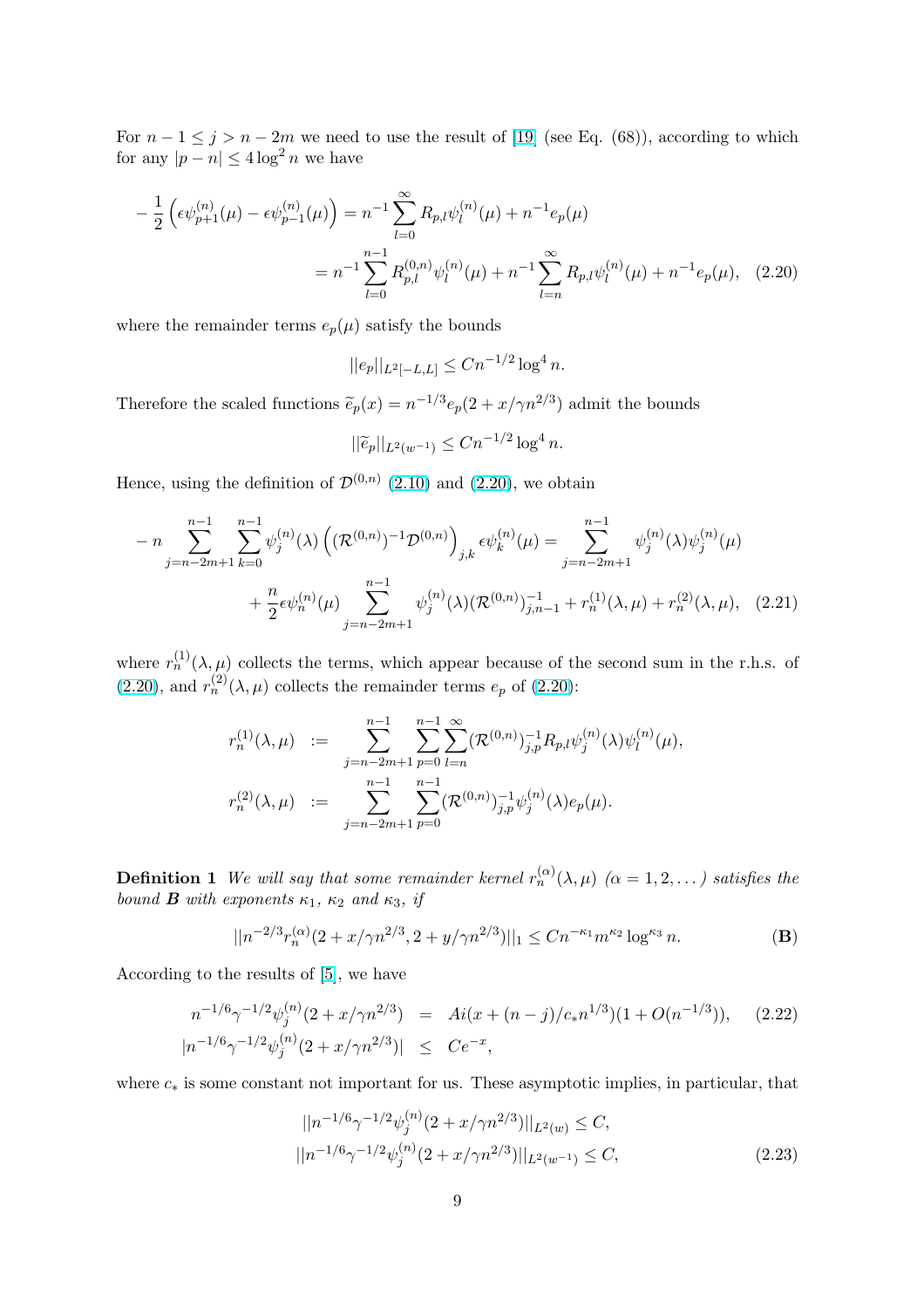For $n-1 \le j > n-2m$ we need to use the result of [19] (see Eq. (68)), according to which for any $|p-n| \le 4\log^2 n$ we have

$$
\begin{aligned}
-\frac{1}{2}\left(\epsilon\psi_{p+1}^{(n)}(\mu) - \epsilon\psi_{p-1}^{(n)}(\mu)\right) &= n^{-1}\sum_{l=0}^{\infty} R_{p,l}\psi_l^{(n)}(\mu) + n^{-1}e_p(\mu) \\
&= n^{-1}\sum_{l=0}^{n-1} R_{p,l}^{(0,n)}\psi_l^{(n)}(\mu) + n^{-1}\sum_{l=n}^{\infty} R_{p,l}\psi_l^{(n)}(\mu) + n^{-1}e_p(\mu), \quad (2.20)
\end{aligned}
$$

where the remainder terms $e_p(\mu)$ satisfy the bounds

$$
||e_p||_{L^2[-L,L]} \le Cn^{-1/2}\log^4 n.
$$

Therefore the scaled functions $\widetilde{e}_p(x) = n^{-1/3}e_p(2 + x/\gamma n^{2/3})$ admit the bounds

$$
||\widetilde{e}_p||_{L^2(w^{-1})} \le Cn^{-1/2}\log^4 n.
$$

Hence, using the definition of $\mathcal{D}^{(0,n)}$ (2.10) and (2.20), we obtain

$$
\begin{aligned}
-n\sum_{j=n-2m+1}^{n-1}\sum_{k=0}^{n-1}\psi_j^{(n)}(\lambda)\left((\mathcal{R}^{(0,n)})^{-1}\mathcal{D}^{(0,n)}\right)_{j,k}\epsilon\psi_k^{(n)}(\mu) &= \sum_{j=n-2m+1}^{n-1}\psi_j^{(n)}(\lambda)\psi_j^{(n)}(\mu) \\
+ \frac{n}{2}\epsilon\psi_n^{(n)}(\mu)\sum_{j=n-2m+1}^{n-1}\psi_j^{(n)}(\lambda)(\mathcal{R}^{(0,n)})^{-1}_{j,n-1} &+ r_n^{(1)}(\lambda,\mu) + r_n^{(2)}(\lambda,\mu), \quad (2.21)
\end{aligned}
$$

where $r_n^{(1)}(\lambda,\mu)$ collects the terms, which appear because of the second sum in the r.h.s. of (2.20), and $r_n^{(2)}(\lambda,\mu)$ collects the remainder terms $e_p$ of (2.20):

$$
\begin{aligned}
r_n^{(1)}(\lambda,\mu) &:= \sum_{j=n-2m+1}^{n-1}\sum_{p=0}^{n-1}\sum_{l=n}^{\infty}(\mathcal{R}^{(0,n)})^{-1}_{j,p}R_{p,l}\psi_j^{(n)}(\lambda)\psi_l^{(n)}(\mu), \\
r_n^{(2)}(\lambda,\mu) &:= \sum_{j=n-2m+1}^{n-1}\sum_{p=0}^{n-1}(\mathcal{R}^{(0,n)})^{-1}_{j,p}\psi_j^{(n)}(\lambda)e_p(\mu).
\end{aligned}
$$

**Definition 1** *We will say that some remainder kernel $r_n^{(\alpha)}(\lambda,\mu)$ ($\alpha = 1,2,\dots$) satisfies the bound **B** with exponents $\kappa_1$, $\kappa_2$ and $\kappa_3$, if*

$$
||n^{-2/3}r_n^{(\alpha)}(2 + x/\gamma n^{2/3}, 2 + y/\gamma n^{2/3})||_1 \le Cn^{-\kappa_1}m^{\kappa_2}\log^{\kappa_3} n. \quad (\mathbf{B})
$$

According to the results of [5], we have

$$
\begin{aligned}
n^{-1/6}\gamma^{-1/2}\psi_j^{(n)}(2 + x/\gamma n^{2/3}) &= Ai(x + (n-j)/c_* n^{1/3})(1 + O(n^{-1/3})), \quad (2.22) \\
|n^{-1/6}\gamma^{-1/2}\psi_j^{(n)}(2 + x/\gamma n^{2/3})| &\le Ce^{-x},
\end{aligned}
$$

where $c_*$ is some constant not important for us. These asymptotic implies, in particular, that

$$
\begin{aligned}
||n^{-1/6}\gamma^{-1/2}\psi_j^{(n)}(2 + x/\gamma n^{2/3})||_{L^2(w)} &\le C, \\
||n^{-1/6}\gamma^{-1/2}\psi_j^{(n)}(2 + x/\gamma n^{2/3})||_{L^2(w^{-1})} &\le C, \quad (2.23)
\end{aligned}
$$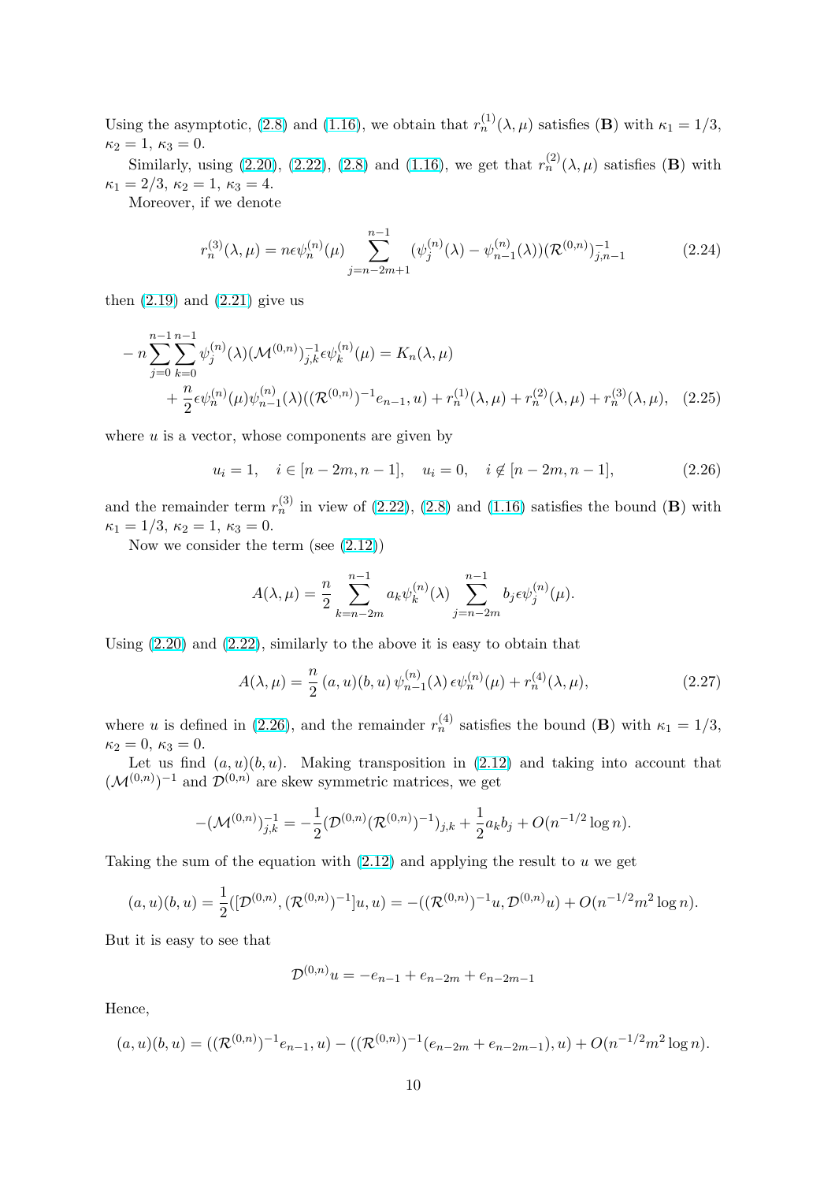Using the asymptotic, (2.8) and (1.16), we obtain that $r_n^{(1)}(\lambda,\mu)$ satisfies (**B**) with $\kappa_1 = 1/3$, $\kappa_2 = 1$, $\kappa_3 = 0$.

Similarly, using (2.20), (2.22), (2.8) and (1.16), we get that $r_n^{(2)}(\lambda,\mu)$ satisfies (**B**) with $\kappa_1 = 2/3$, $\kappa_2 = 1$, $\kappa_3 = 4$.

Moreover, if we denote

$$
r_n^{(3)}(\lambda,\mu) = n\epsilon\psi_n^{(n)}(\mu)\sum_{j=n-2m+1}^{n-1}(\psi_j^{(n)}(\lambda)-\psi_{n-1}^{(n)}(\lambda))(\mathcal{R}^{(0,n)})^{-1}_{j,n-1} \tag{2.24}
$$

then (2.19) and (2.21) give us

$$
\begin{aligned}
-n\sum_{j=0}^{n-1}\sum_{k=0}^{n-1}\psi_j^{(n)}(\lambda)(\mathcal{M}^{(0,n)})^{-1}_{j,k}\epsilon\psi_k^{(n)}(\mu) &= K_n(\lambda,\mu)\\
&+\frac{n}{2}\epsilon\psi_n^{(n)}(\mu)\psi_{n-1}^{(n)}(\lambda)((\mathcal{R}^{(0,n)})^{-1}e_{n-1},u)+r_n^{(1)}(\lambda,\mu)+r_n^{(2)}(\lambda,\mu)+r_n^{(3)}(\lambda,\mu),
\end{aligned}
\tag{2.25}
$$

where $u$ is a vector, whose components are given by

$$
u_i = 1,\quad i\in[n-2m,n-1],\quad u_i=0,\quad i\notin[n-2m,n-1], \tag{2.26}
$$

and the remainder term $r_n^{(3)}$ in view of (2.22), (2.8) and (1.16) satisfies the bound (**B**) with $\kappa_1 = 1/3$, $\kappa_2 = 1$, $\kappa_3 = 0$.

Now we consider the term (see (2.12))

$$
A(\lambda,\mu) = \frac{n}{2}\sum_{k=n-2m}^{n-1}a_k\psi_k^{(n)}(\lambda)\sum_{j=n-2m}^{n-1}b_j\epsilon\psi_j^{(n)}(\mu).
$$

Using (2.20) and (2.22), similarly to the above it is easy to obtain that

$$
A(\lambda,\mu) = \frac{n}{2}\,(a,u)(b,u)\,\psi_{n-1}^{(n)}(\lambda)\,\epsilon\psi_n^{(n)}(\mu)+r_n^{(4)}(\lambda,\mu), \tag{2.27}
$$

where $u$ is defined in (2.26), and the remainder $r_n^{(4)}$ satisfies the bound (**B**) with $\kappa_1 = 1/3$, $\kappa_2 = 0$, $\kappa_3 = 0$.

Let us find $(a,u)(b,u)$. Making transposition in (2.12) and taking into account that $(\mathcal{M}^{(0,n)})^{-1}$ and $\mathcal{D}^{(0,n)}$ are skew symmetric matrices, we get

$$
-(\mathcal{M}^{(0,n)})^{-1}_{j,k} = -\frac{1}{2}(\mathcal{D}^{(0,n)}(\mathcal{R}^{(0,n)})^{-1})_{j,k}+\frac{1}{2}a_kb_j+O(n^{-1/2}\log n).
$$

Taking the sum of the equation with (2.12) and applying the result to $u$ we get

$$
(a,u)(b,u) = \frac{1}{2}([\mathcal{D}^{(0,n)},(\mathcal{R}^{(0,n)})^{-1}]u,u) = -((\mathcal{R}^{(0,n)})^{-1}u,\mathcal{D}^{(0,n)}u)+O(n^{-1/2}m^2\log n).
$$

But it is easy to see that

$$
\mathcal{D}^{(0,n)}u = -e_{n-1}+e_{n-2m}+e_{n-2m-1}
$$

Hence,

$$
(a,u)(b,u) = ((\mathcal{R}^{(0,n)})^{-1}e_{n-1},u)-((\mathcal{R}^{(0,n)})^{-1}(e_{n-2m}+e_{n-2m-1}),u)+O(n^{-1/2}m^2\log n).
$$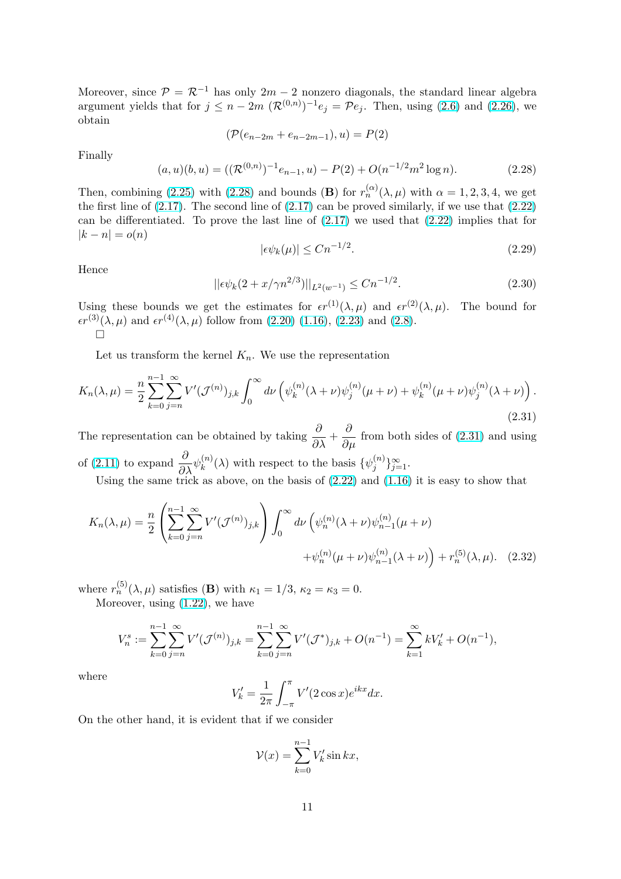Moreover, since $\mathcal{P} = \mathcal{R}^{-1}$ has only $2m-2$ nonzero diagonals, the standard linear algebra argument yields that for $j \le n-2m$ $(\mathcal{R}^{(0,n)})^{-1}e_j = \mathcal{P}e_j$. Then, using (2.6) and (2.26), we obtain

$$(\mathcal{P}(e_{n-2m} + e_{n-2m-1}), u) = P(2)$$

Finally

$$(a,u)(b,u) = ((\mathcal{R}^{(0,n)})^{-1}e_{n-1}, u) - P(2) + O(n^{-1/2}m^2 \log n). \tag{2.28}$$

Then, combining (2.25) with (2.28) and bounds (**B**) for $r_n^{(\alpha)}(\lambda,\mu)$ with $\alpha = 1,2,3,4$, we get the first line of (2.17). The second line of (2.17) can be proved similarly, if we use that (2.22) can be differentiated. To prove the last line of (2.17) we used that (2.22) implies that for $|k-n| = o(n)$

$$|\epsilon\psi_k(\mu)| \le Cn^{-1/2}. \tag{2.29}$$

Hence

$$||\epsilon\psi_k(2 + x/\gamma n^{2/3})||_{L^2(w^{-1})} \le Cn^{-1/2}. \tag{2.30}$$

Using these bounds we get the estimates for $\epsilon r^{(1)}(\lambda,\mu)$ and $\epsilon r^{(2)}(\lambda,\mu)$. The bound for $\epsilon r^{(3)}(\lambda,\mu)$ and $\epsilon r^{(4)}(\lambda,\mu)$ follow from (2.20) (1.16), (2.23) and (2.8).
□

Let us transform the kernel $K_n$. We use the representation

$$K_n(\lambda,\mu) = \frac{n}{2}\sum_{k=0}^{n-1}\sum_{j=n}^{\infty} V'(\mathcal{J}^{(n)})_{j,k}\int_0^\infty d\nu \left(\psi_k^{(n)}(\lambda+\nu)\psi_j^{(n)}(\mu+\nu) + \psi_k^{(n)}(\mu+\nu)\psi_j^{(n)}(\lambda+\nu)\right). \tag{2.31}$$

The representation can be obtained by taking $\dfrac{\partial}{\partial\lambda} + \dfrac{\partial}{\partial\mu}$ from both sides of (2.31) and using of (2.11) to expand $\dfrac{\partial}{\partial\lambda}\psi_k^{(n)}(\lambda)$ with respect to the basis $\{\psi_j^{(n)}\}_{j=1}^{\infty}$.

Using the same trick as above, on the basis of (2.22) and (1.16) it is easy to show that

$$K_n(\lambda,\mu) = \frac{n}{2}\left(\sum_{k=0}^{n-1}\sum_{j=n}^{\infty} V'(\mathcal{J}^{(n)})_{j,k}\right)\int_0^\infty d\nu \Big(\psi_n^{(n)}(\lambda+\nu)\psi_{n-1}^{(n)}(\mu+\nu) + \psi_n^{(n)}(\mu+\nu)\psi_{n-1}^{(n)}(\lambda+\nu)\Big) + r_n^{(5)}(\lambda,\mu). \tag{2.32}$$

where $r_n^{(5)}(\lambda,\mu)$ satisfies (**B**) with $\kappa_1 = 1/3$, $\kappa_2 = \kappa_3 = 0$.

Moreover, using (1.22), we have

$$V_n^s := \sum_{k=0}^{n-1}\sum_{j=n}^{\infty} V'(\mathcal{J}^{(n)})_{j,k} = \sum_{k=0}^{n-1}\sum_{j=n}^{\infty} V'(\mathcal{J}^*)_{j,k} + O(n^{-1}) = \sum_{k=1}^{\infty} kV'_k + O(n^{-1}),$$

where

$$V'_k = \frac{1}{2\pi}\int_{-\pi}^{\pi} V'(2\cos x)e^{ikx}dx.$$

On the other hand, it is evident that if we consider

$$\mathcal{V}(x) = \sum_{k=0}^{n-1} V'_k \sin kx,$$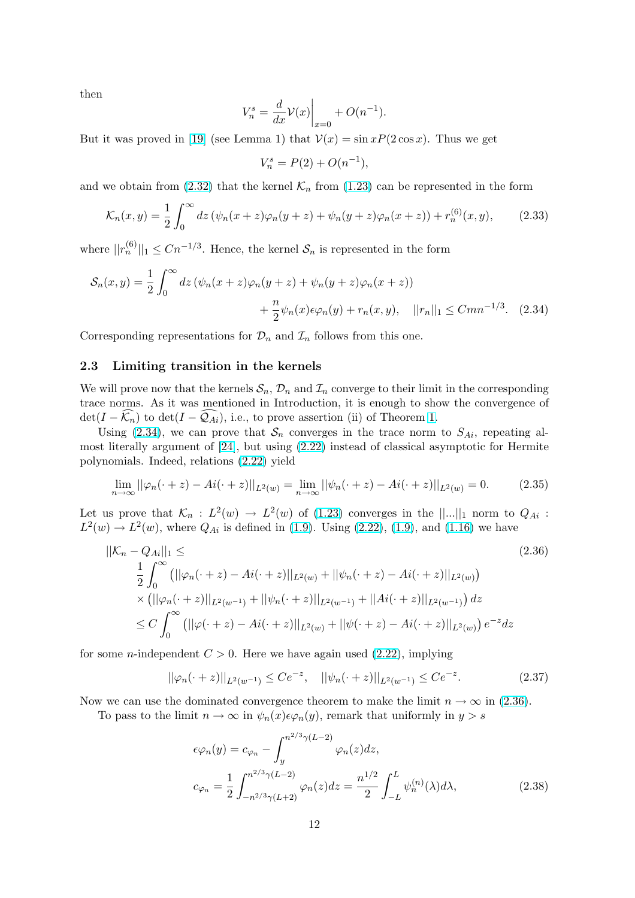then

$$V_n^s = \frac{d}{dx}\mathcal{V}(x)\bigg|_{x=0} + O(n^{-1}).$$

But it was proved in [19] (see Lemma 1) that $\mathcal{V}(x) = \sin x P(2\cos x)$. Thus we get

$$V_n^s = P(2) + O(n^{-1}),$$

and we obtain from (2.32) that the kernel $\mathcal{K}_n$ from (1.23) can be represented in the form

$$\mathcal{K}_n(x,y) = \frac{1}{2}\int_0^\infty dz\,(\psi_n(x+z)\varphi_n(y+z) + \psi_n(y+z)\varphi_n(x+z)) + r_n^{(6)}(x,y), \tag{2.33}$$

where $||r_n^{(6)}||_1 \le Cn^{-1/3}$. Hence, the kernel $\mathcal{S}_n$ is represented in the form

$$\begin{aligned}\mathcal{S}_n(x,y) = \frac{1}{2}\int_0^\infty dz\,(\psi_n(x+z)\varphi_n(y+z) + \psi_n(y+z)\varphi_n(x+z))\\ + \frac{n}{2}\psi_n(x)\epsilon\varphi_n(y) + r_n(x,y), \quad ||r_n||_1 \le Cmn^{-1/3}.\end{aligned} \tag{2.34}$$

Corresponding representations for $\mathcal{D}_n$ and $\mathcal{I}_n$ follows from this one.

### 2.3 Limiting transition in the kernels

We will prove now that the kernels $\mathcal{S}_n$, $\mathcal{D}_n$ and $\mathcal{I}_n$ converge to their limit in the corresponding trace norms. As it was mentioned in Introduction, it is enough to show the convergence of $\det(I - \widehat{\mathcal{K}_n})$ to $\det(I - \widehat{\mathcal{Q}_{Ai}})$, i.e., to prove assertion (ii) of Theorem 1.

Using (2.34), we can prove that $\mathcal{S}_n$ converges in the trace norm to $S_{Ai}$, repeating almost literally argument of [24], but using (2.22) instead of classical asymptotic for Hermite polynomials. Indeed, relations (2.22) yield

$$\lim_{n\to\infty} ||\varphi_n(\cdot+z) - Ai(\cdot+z)||_{L^2(w)} = \lim_{n\to\infty} ||\psi_n(\cdot+z) - Ai(\cdot+z)||_{L^2(w)} = 0. \tag{2.35}$$

Let us prove that $\mathcal{K}_n : L^2(w) \to L^2(w)$ of (1.23) converges in the $||...||_1$ norm to $Q_{Ai} : L^2(w) \to L^2(w)$, where $Q_{Ai}$ is defined in (1.9). Using (2.22), (1.9), and (1.16) we have

$$\begin{aligned}
&||\mathcal{K}_n - Q_{Ai}||_1 \le \\
&\quad \frac{1}{2}\int_0^\infty \left(||\varphi_n(\cdot+z) - Ai(\cdot+z)||_{L^2(w)} + ||\psi_n(\cdot+z) - Ai(\cdot+z)||_{L^2(w)}\right) \\
&\quad \times \left(||\varphi_n(\cdot+z)||_{L^2(w^{-1})} + ||\psi_n(\cdot+z)||_{L^2(w^{-1})} + ||Ai(\cdot+z)||_{L^2(w^{-1})}\right) dz \\
&\quad \le C\int_0^\infty \left(||\varphi(\cdot+z) - Ai(\cdot+z)||_{L^2(w)} + ||\psi(\cdot+z) - Ai(\cdot+z)||_{L^2(w)}\right) e^{-z} dz
\end{aligned} \tag{2.36}$$

for some $n$-independent $C > 0$. Here we have again used (2.22), implying

$$||\varphi_n(\cdot+z)||_{L^2(w^{-1})} \le Ce^{-z}, \quad ||\psi_n(\cdot+z)||_{L^2(w^{-1})} \le Ce^{-z}. \tag{2.37}$$

Now we can use the dominated convergence theorem to make the limit $n \to \infty$ in (2.36).

To pass to the limit $n \to \infty$ in $\psi_n(x)\epsilon\varphi_n(y)$, remark that uniformly in $y > s$

$$\begin{aligned}
\epsilon\varphi_n(y) &= c_{\varphi_n} - \int_y^{n^{2/3}\gamma(L-2)} \varphi_n(z)dz, \\
c_{\varphi_n} &= \frac{1}{2}\int_{-n^{2/3}\gamma(L+2)}^{n^{2/3}\gamma(L-2)} \varphi_n(z)dz = \frac{n^{1/2}}{2}\int_{-L}^{L} \psi_n^{(n)}(\lambda)d\lambda,
\end{aligned} \tag{2.38}$$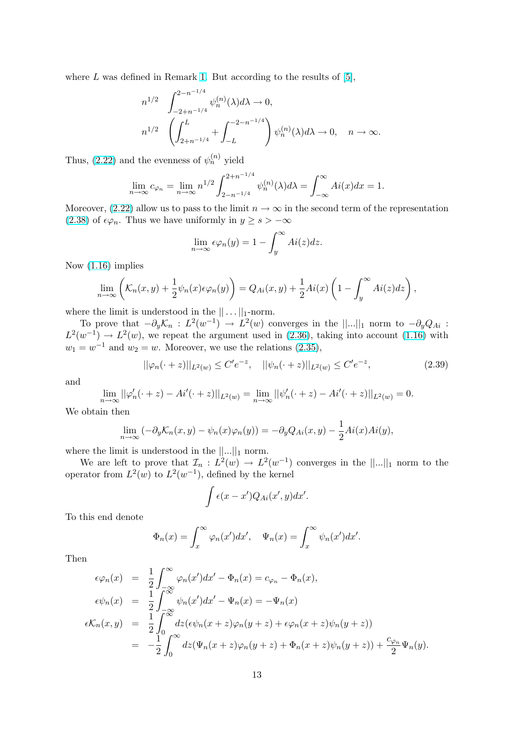where $L$ was defined in Remark 1. But according to the results of [5],

$$n^{1/2} \quad \int_{-2+n^{-1/4}}^{2-n^{-1/4}} \psi_n^{(n)}(\lambda)d\lambda \to 0,$$

$$n^{1/2} \quad \left( \int_{2+n^{-1/4}}^{L} + \int_{-L}^{-2-n^{-1/4}} \right) \psi_n^{(n)}(\lambda)d\lambda \to 0, \quad n \to \infty.$$

Thus, (2.22) and the evenness of $\psi_n^{(n)}$ yield

$$\lim_{n\to\infty} c_{\varphi_n} = \lim_{n\to\infty} n^{1/2} \int_{2-n^{-1/4}}^{2+n^{-1/4}} \psi_n^{(n)}(\lambda)d\lambda = \int_{-\infty}^{\infty} Ai(x)dx = 1.$$

Moreover, (2.22) allow us to pass to the limit $n \to \infty$ in the second term of the representation (2.38) of $\epsilon\varphi_n$. Thus we have uniformly in $y \geq s > -\infty$

$$\lim_{n\to\infty} \epsilon\varphi_n(y) = 1 - \int_y^{\infty} Ai(z)dz.$$

Now (1.16) implies

$$\lim_{n\to\infty} \left( \mathcal{K}_n(x,y) + \frac{1}{2}\psi_n(x)\epsilon\varphi_n(y) \right) = Q_{Ai}(x,y) + \frac{1}{2}Ai(x)\left(1 - \int_y^{\infty} Ai(z)dz\right),$$

where the limit is understood in the $||\dots||_1$-norm.

To prove that $-\partial_y\mathcal{K}_n : L^2(w^{-1}) \to L^2(w)$ converges in the $||...||_1$ norm to $-\partial_y Q_{Ai} : L^2(w^{-1}) \to L^2(w)$, we repeat the argument used in (2.36), taking into account (1.16) with $w_1 = w^{-1}$ and $w_2 = w$. Moreover, we use the relations (2.35),

$$||\varphi_n(\cdot + z)||_{L^2(w)} \leq C'e^{-z}, \quad ||\psi_n(\cdot + z)||_{L^2(w)} \leq C'e^{-z}, \tag{2.39}$$

and

$$\lim_{n\to\infty} ||\varphi_n'(\cdot + z) - Ai'(\cdot + z)||_{L^2(w)} = \lim_{n\to\infty} ||\psi_n'(\cdot + z) - Ai'(\cdot + z)||_{L^2(w)} = 0.$$

We obtain then

$$\lim_{n\to\infty} (-\partial_y\mathcal{K}_n(x,y) - \psi_n(x)\varphi_n(y)) = -\partial_y Q_{Ai}(x,y) - \frac{1}{2}Ai(x)Ai(y),$$

where the limit is understood in the $||...||_1$ norm.

We are left to prove that $\mathcal{I}_n : L^2(w) \to L^2(w^{-1})$ converges in the $||...||_1$ norm to the operator from $L^2(w)$ to $L^2(w^{-1})$, defined by the kernel

$$\int \epsilon(x - x')Q_{Ai}(x', y)dx'.$$

To this end denote

$$\Phi_n(x) = \int_x^{\infty} \varphi_n(x')dx', \quad \Psi_n(x) = \int_x^{\infty} \psi_n(x')dx'.$$

Then

$$\begin{aligned}
\epsilon\varphi_n(x) &= \frac{1}{2}\int_{-\infty}^{\infty} \varphi_n(x')dx' - \Phi_n(x) = c_{\varphi_n} - \Phi_n(x), \\
\epsilon\psi_n(x) &= \frac{1}{2}\int_{-\infty}^{\infty} \psi_n(x')dx' - \Psi_n(x) = -\Psi_n(x) \\
\epsilon\mathcal{K}_n(x,y) &= \frac{1}{2}\int_0^{\infty} dz(\epsilon\psi_n(x+z)\varphi_n(y+z) + \epsilon\varphi_n(x+z)\psi_n(y+z)) \\
&= -\frac{1}{2}\int_0^{\infty} dz(\Psi_n(x+z)\varphi_n(y+z) + \Phi_n(x+z)\psi_n(y+z)) + \frac{c_{\varphi_n}}{2}\Psi_n(y).
\end{aligned}$$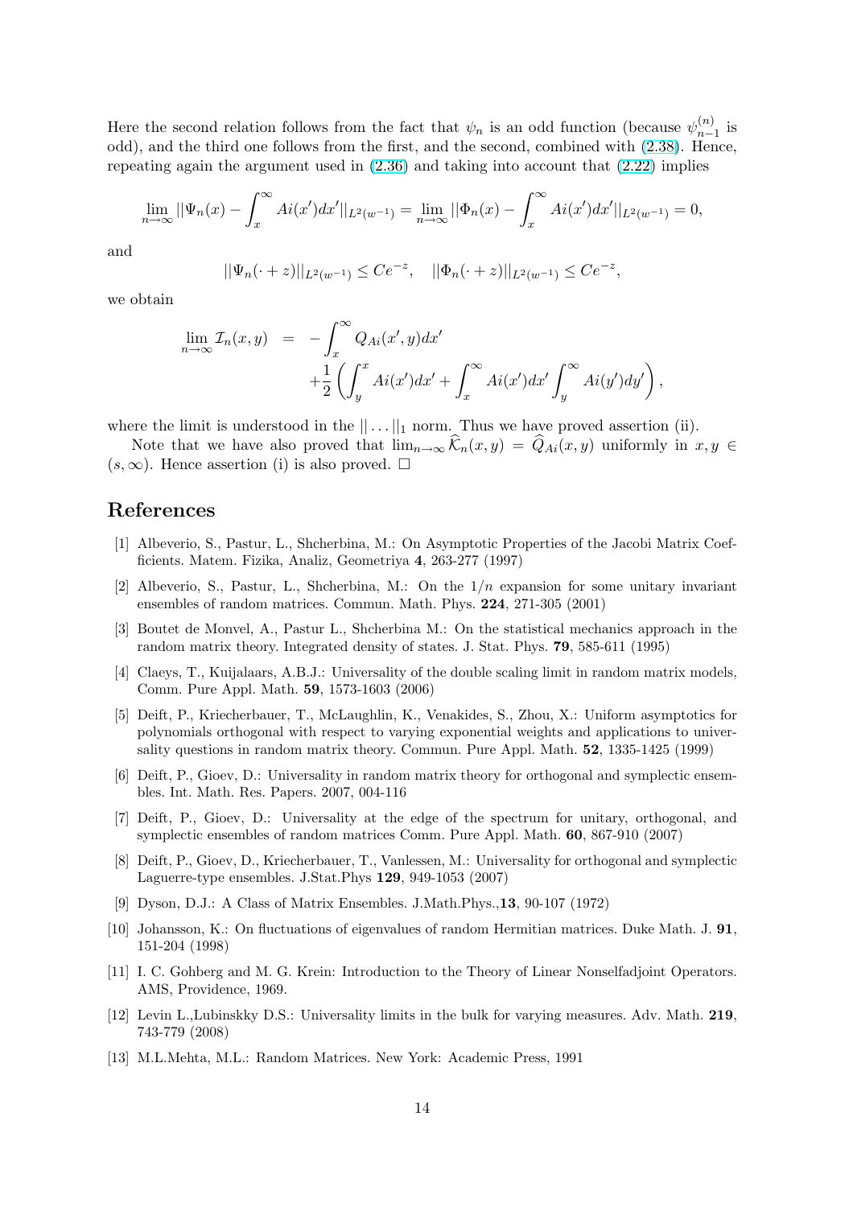Here the second relation follows from the fact that $\psi_n$ is an odd function (because $\psi_{n-1}^{(n)}$ is odd), and the third one follows from the first, and the second, combined with (2.38). Hence, repeating again the argument used in (2.36) and taking into account that (2.22) implies

$$\lim_{n\to\infty} ||\Psi_n(x) - \int_x^\infty Ai(x')dx'||_{L^2(w^{-1})} = \lim_{n\to\infty} ||\Phi_n(x) - \int_x^\infty Ai(x')dx'||_{L^2(w^{-1})} = 0,$$

and

$$||\Psi_n(\cdot + z)||_{L^2(w^{-1})} \le Ce^{-z}, \quad ||\Phi_n(\cdot + z)||_{L^2(w^{-1})} \le Ce^{-z},$$

we obtain

$$\begin{aligned}
\lim_{n\to\infty} \mathcal{I}_n(x,y) &= -\int_x^\infty Q_{Ai}(x',y)dx' \\
&\quad + \frac{1}{2}\left(\int_y^x Ai(x')dx' + \int_x^\infty Ai(x')dx' \int_y^\infty Ai(y')dy'\right),
\end{aligned}$$

where the limit is understood in the $||\dots||_1$ norm. Thus we have proved assertion (ii).

Note that we have also proved that $\lim_{n\to\infty} \widehat{\mathcal{K}}_n(x,y) = \widehat{Q}_{Ai}(x,y)$ uniformly in $x, y \in (s, \infty)$. Hence assertion (i) is also proved. □

## References

[1] Albeverio, S., Pastur, L., Shcherbina, M.: On Asymptotic Properties of the Jacobi Matrix Coefficients. Matem. Fizika, Analiz, Geometriya **4**, 263-277 (1997)

[2] Albeverio, S., Pastur, L., Shcherbina, M.: On the $1/n$ expansion for some unitary invariant ensembles of random matrices. Commun. Math. Phys. **224**, 271-305 (2001)

[3] Boutet de Monvel, A., Pastur L., Shcherbina M.: On the statistical mechanics approach in the random matrix theory. Integrated density of states. J. Stat. Phys. **79**, 585-611 (1995)

[4] Claeys, T., Kuijalaars, A.B.J.: Universality of the double scaling limit in random matrix models, Comm. Pure Appl. Math. **59**, 1573-1603 (2006)

[5] Deift, P., Kriecherbauer, T., McLaughlin, K., Venakides, S., Zhou, X.: Uniform asymptotics for polynomials orthogonal with respect to varying exponential weights and applications to universality questions in random matrix theory. Commun. Pure Appl. Math. **52**, 1335-1425 (1999)

[6] Deift, P., Gioev, D.: Universality in random matrix theory for orthogonal and symplectic ensembles. Int. Math. Res. Papers. 2007, 004-116

[7] Deift, P., Gioev, D.: Universality at the edge of the spectrum for unitary, orthogonal, and symplectic ensembles of random matrices Comm. Pure Appl. Math. **60**, 867-910 (2007)

[8] Deift, P., Gioev, D., Kriecherbauer, T., Vanlessen, M.: Universality for orthogonal and symplectic Laguerre-type ensembles. J.Stat.Phys **129**, 949-1053 (2007)

[9] Dyson, D.J.: A Class of Matrix Ensembles. J.Math.Phys.,**13**, 90-107 (1972)

[10] Johansson, K.: On fluctuations of eigenvalues of random Hermitian matrices. Duke Math. J. **91**, 151-204 (1998)

[11] I. C. Gohberg and M. G. Krein: Introduction to the Theory of Linear Nonselfadjoint Operators. AMS, Providence, 1969.

[12] Levin L.,Lubinskky D.S.: Universality limits in the bulk for varying measures. Adv. Math. **219**, 743-779 (2008)

[13] M.L.Mehta, M.L.: Random Matrices. New York: Academic Press, 1991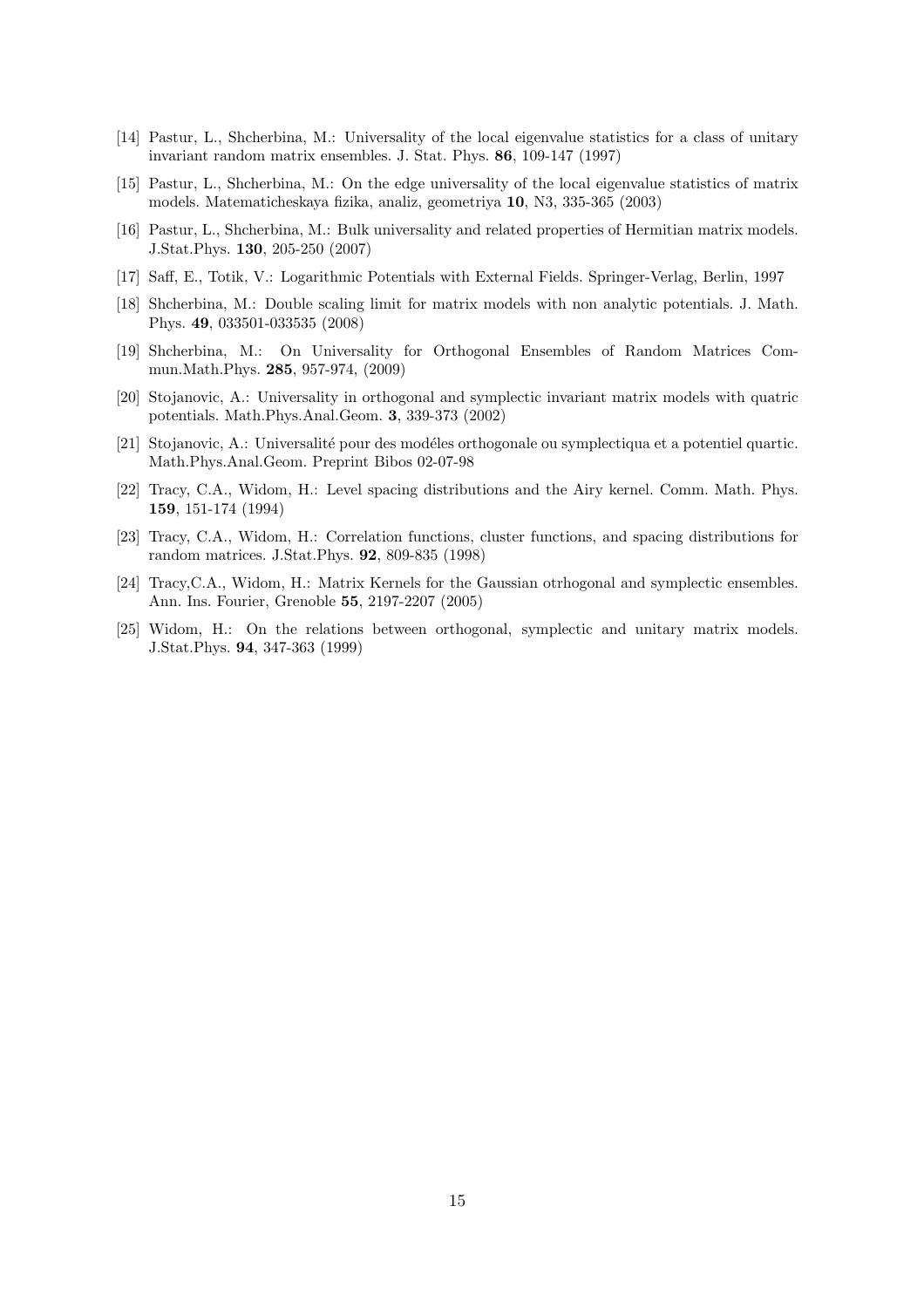[14] Pastur, L., Shcherbina, M.: Universality of the local eigenvalue statistics for a class of unitary invariant random matrix ensembles. J. Stat. Phys. **86**, 109-147 (1997)

[15] Pastur, L., Shcherbina, M.: On the edge universality of the local eigenvalue statistics of matrix models. Matematicheskaya fizika, analiz, geometriya **10**, N3, 335-365 (2003)

[16] Pastur, L., Shcherbina, M.: Bulk universality and related properties of Hermitian matrix models. J.Stat.Phys. **130**, 205-250 (2007)

[17] Saff, E., Totik, V.: Logarithmic Potentials with External Fields. Springer-Verlag, Berlin, 1997

[18] Shcherbina, M.: Double scaling limit for matrix models with non analytic potentials. J. Math. Phys. **49**, 033501-033535 (2008)

[19] Shcherbina, M.: On Universality for Orthogonal Ensembles of Random Matrices Commun.Math.Phys. **285**, 957-974, (2009)

[20] Stojanovic, A.: Universality in orthogonal and symplectic invariant matrix models with quatric potentials. Math.Phys.Anal.Geom. **3**, 339-373 (2002)

[21] Stojanovic, A.: Universalité pour des modéles orthogonale ou symplectiqua et a potentiel quartic. Math.Phys.Anal.Geom. Preprint Bibos 02-07-98

[22] Tracy, C.A., Widom, H.: Level spacing distributions and the Airy kernel. Comm. Math. Phys. **159**, 151-174 (1994)

[23] Tracy, C.A., Widom, H.: Correlation functions, cluster functions, and spacing distributions for random matrices. J.Stat.Phys. **92**, 809-835 (1998)

[24] Tracy,C.A., Widom, H.: Matrix Kernels for the Gaussian otrhogonal and symplectic ensembles. Ann. Ins. Fourier, Grenoble **55**, 2197-2207 (2005)

[25] Widom, H.: On the relations between orthogonal, symplectic and unitary matrix models. J.Stat.Phys. **94**, 347-363 (1999)